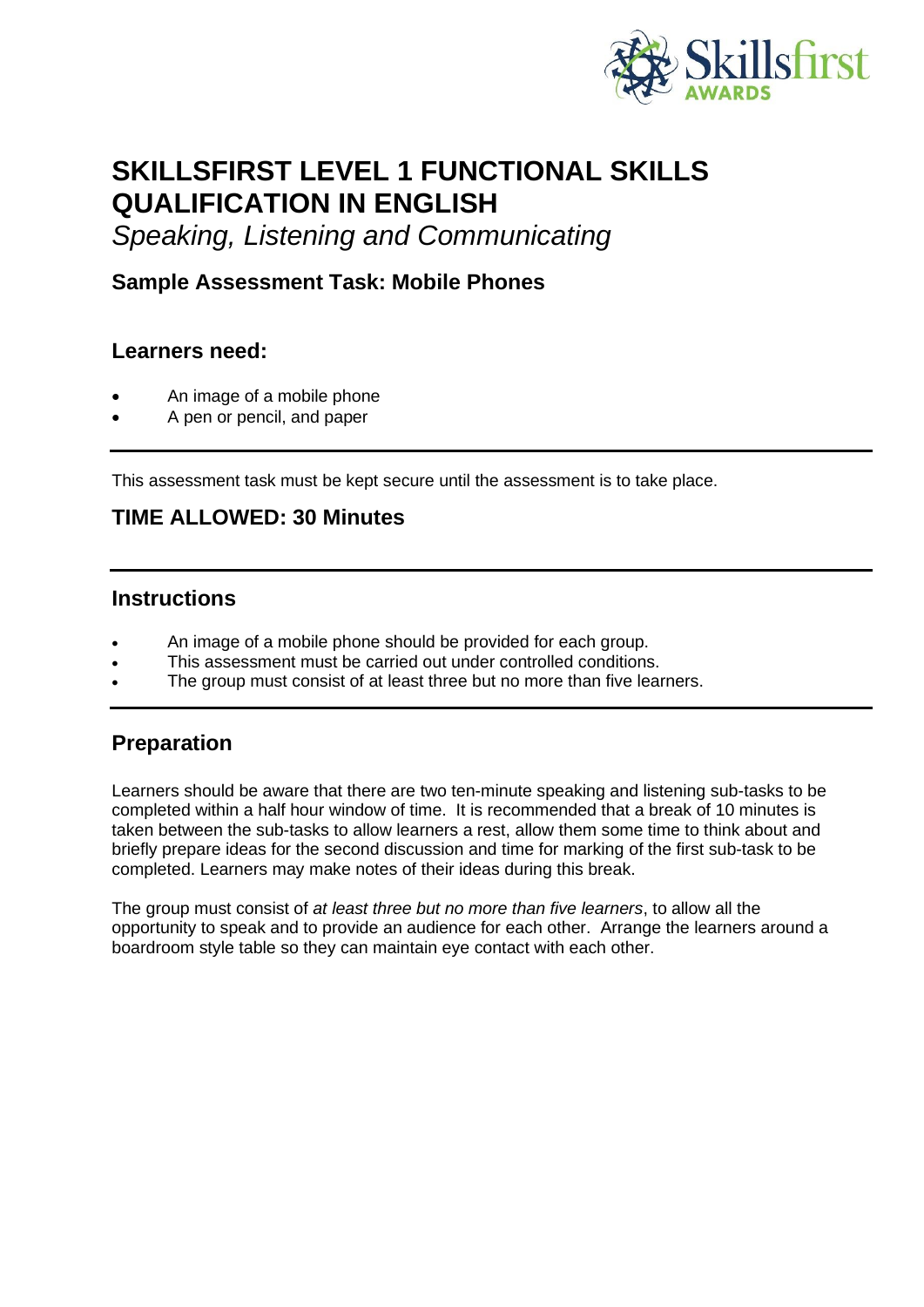# SKILLSFIRST LEVEL 1 FUNCTIONAL SKILLS QUALIFICATION IN ENGLISH

*Speaking, Listening and Communicating*

### Sample Assessment Task: Mobile Phones

### Learners need:

- An image of a mobile phone
- A pen or pencil, and paper

---

This assessment task must be kept secure until the assessment is to take place.

### TIME ALLOWED: 30 Minutes

---

### Instructions

- An image of a mobile phone should be provided for each group.
- This assessment must be carried out under controlled conditions.
- The group must consist of at least three but no more than five learners.

---

### Preparation

Learners should be aware that there are two ten-minute speaking and listening sub-tasks to be completed within a half hour window of time. It is recommended that a break of 10 minutes is taken between the sub-tasks to allow learners a rest, allow them some time to think about and briefly prepare ideas for the second discussion and time for marking of the first sub-task to be completed. Learners may make notes of their ideas during this break.

The group must consist of *at least three but no more than five learners*, to allow all the opportunity to speak and to provide an audience for each other. Arrange the learners around a boardroom style table so they can maintain eye contact with each other.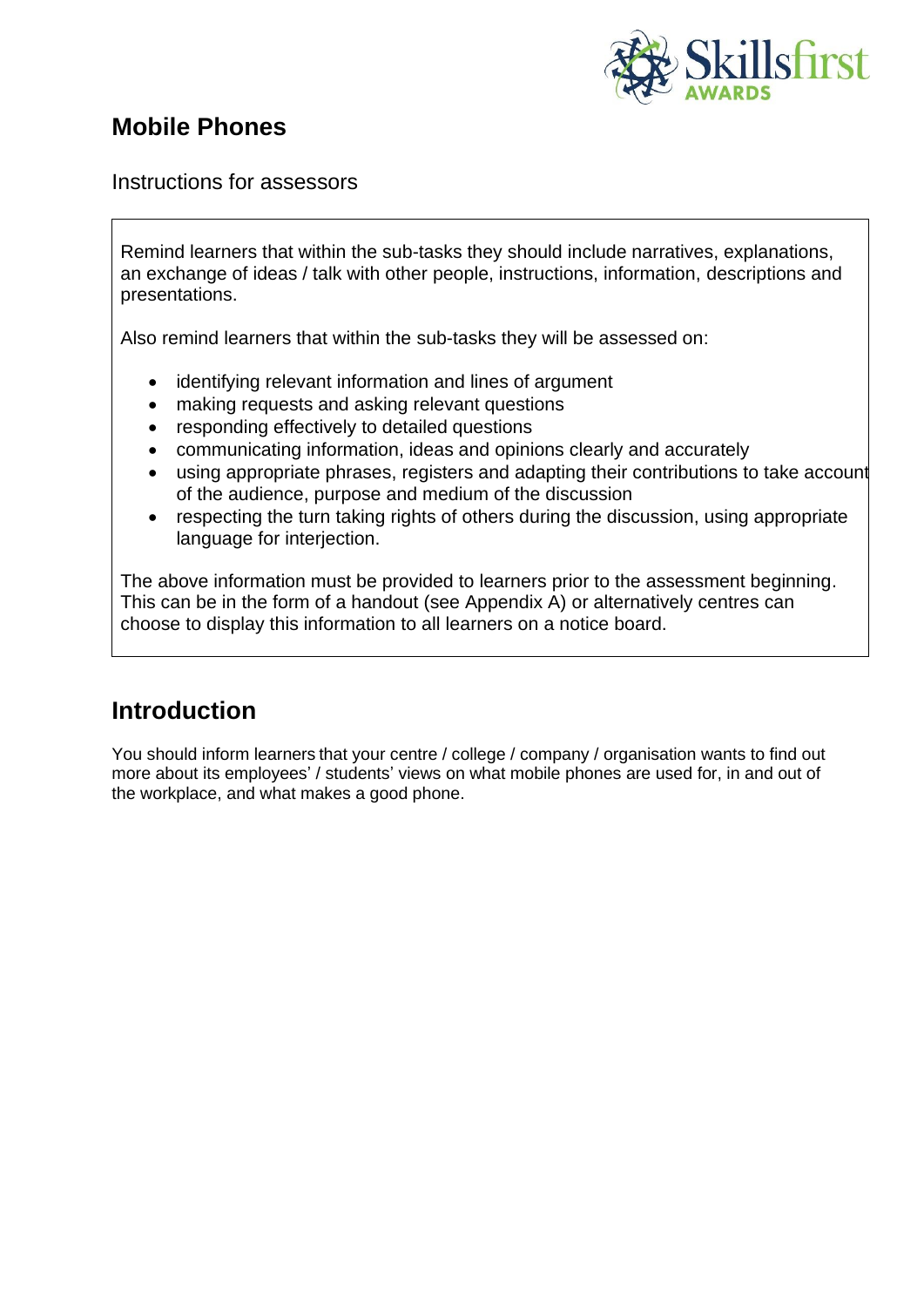## Mobile Phones

Instructions for assessors

Remind learners that within the sub-tasks they should include narratives, explanations, an exchange of ideas / talk with other people, instructions, information, descriptions and presentations.

Also remind learners that within the sub-tasks they will be assessed on:

- identifying relevant information and lines of argument
- making requests and asking relevant questions
- responding effectively to detailed questions
- communicating information, ideas and opinions clearly and accurately
- using appropriate phrases, registers and adapting their contributions to take account of the audience, purpose and medium of the discussion
- respecting the turn taking rights of others during the discussion, using appropriate language for interjection.

The above information must be provided to learners prior to the assessment beginning. This can be in the form of a handout (see Appendix A) or alternatively centres can choose to display this information to all learners on a notice board.

## Introduction

You should inform learners that your centre / college / company / organisation wants to find out more about its employees' / students' views on what mobile phones are used for, in and out of the workplace, and what makes a good phone.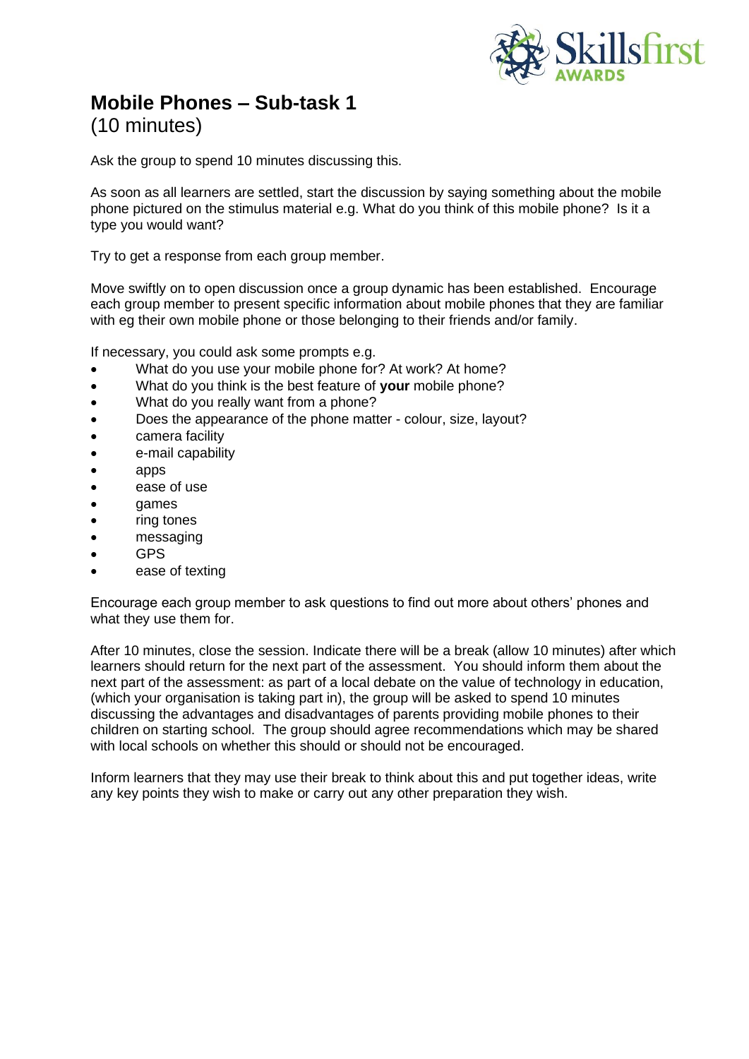# Mobile Phones – Sub-task 1

(10 minutes)

Ask the group to spend 10 minutes discussing this.

As soon as all learners are settled, start the discussion by saying something about the mobile phone pictured on the stimulus material e.g. What do you think of this mobile phone? Is it a type you would want?

Try to get a response from each group member.

Move swiftly on to open discussion once a group dynamic has been established. Encourage each group member to present specific information about mobile phones that they are familiar with eg their own mobile phone or those belonging to their friends and/or family.

If necessary, you could ask some prompts e.g.

- What do you use your mobile phone for? At work? At home?
- What do you think is the best feature of **your** mobile phone?
- What do you really want from a phone?
- Does the appearance of the phone matter - colour, size, layout?
- camera facility
- e-mail capability
- apps
- ease of use
- games
- ring tones
- messaging
- GPS
- ease of texting

Encourage each group member to ask questions to find out more about others' phones and what they use them for.

After 10 minutes, close the session. Indicate there will be a break (allow 10 minutes) after which learners should return for the next part of the assessment. You should inform them about the next part of the assessment: as part of a local debate on the value of technology in education, (which your organisation is taking part in), the group will be asked to spend 10 minutes discussing the advantages and disadvantages of parents providing mobile phones to their children on starting school. The group should agree recommendations which may be shared with local schools on whether this should or should not be encouraged.

Inform learners that they may use their break to think about this and put together ideas, write any key points they wish to make or carry out any other preparation they wish.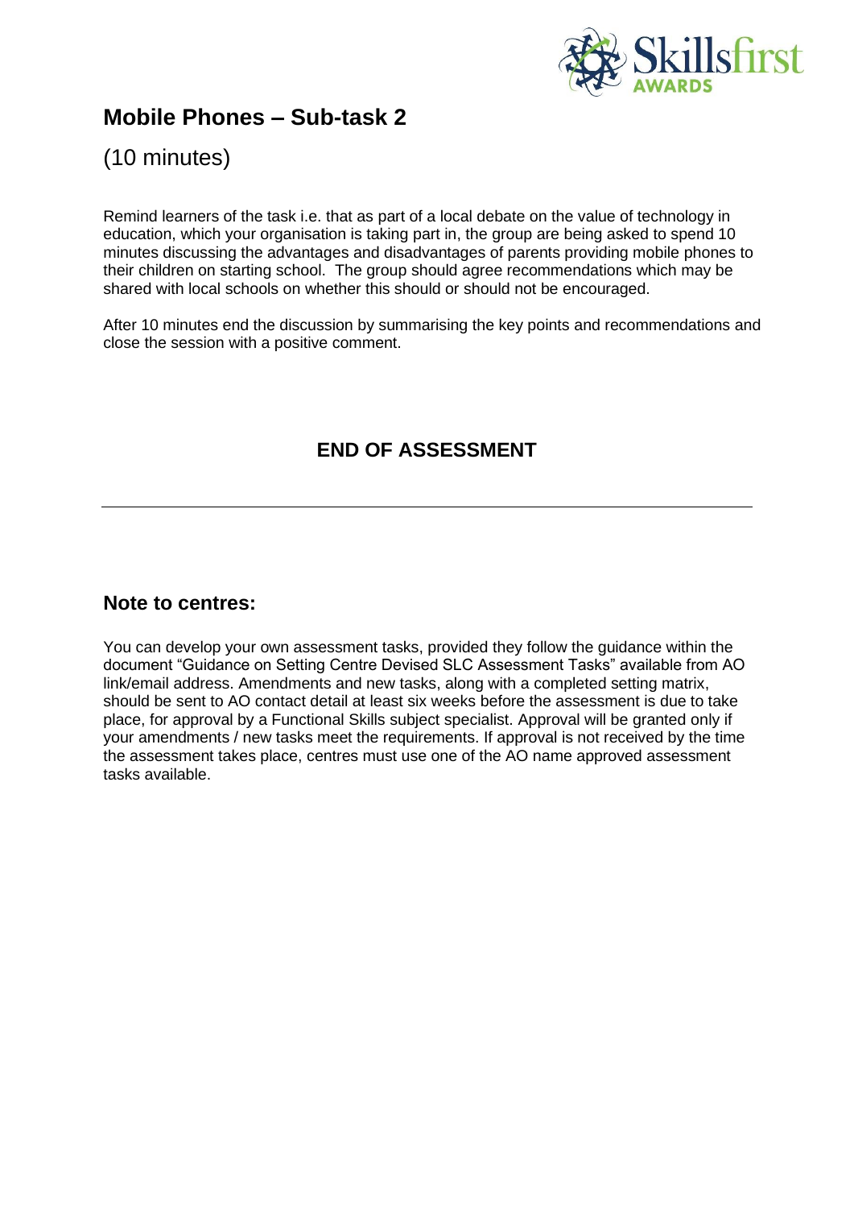## Mobile Phones – Sub-task 2

(10 minutes)

Remind learners of the task i.e. that as part of a local debate on the value of technology in education, which your organisation is taking part in, the group are being asked to spend 10 minutes discussing the advantages and disadvantages of parents providing mobile phones to their children on starting school. The group should agree recommendations which may be shared with local schools on whether this should or should not be encouraged.

After 10 minutes end the discussion by summarising the key points and recommendations and close the session with a positive comment.

### END OF ASSESSMENT

---

### Note to centres:

You can develop your own assessment tasks, provided they follow the guidance within the document "Guidance on Setting Centre Devised SLC Assessment Tasks" available from AO link/email address. Amendments and new tasks, along with a completed setting matrix, should be sent to AO contact detail at least six weeks before the assessment is due to take place, for approval by a Functional Skills subject specialist. Approval will be granted only if your amendments / new tasks meet the requirements. If approval is not received by the time the assessment takes place, centres must use one of the AO name approved assessment tasks available.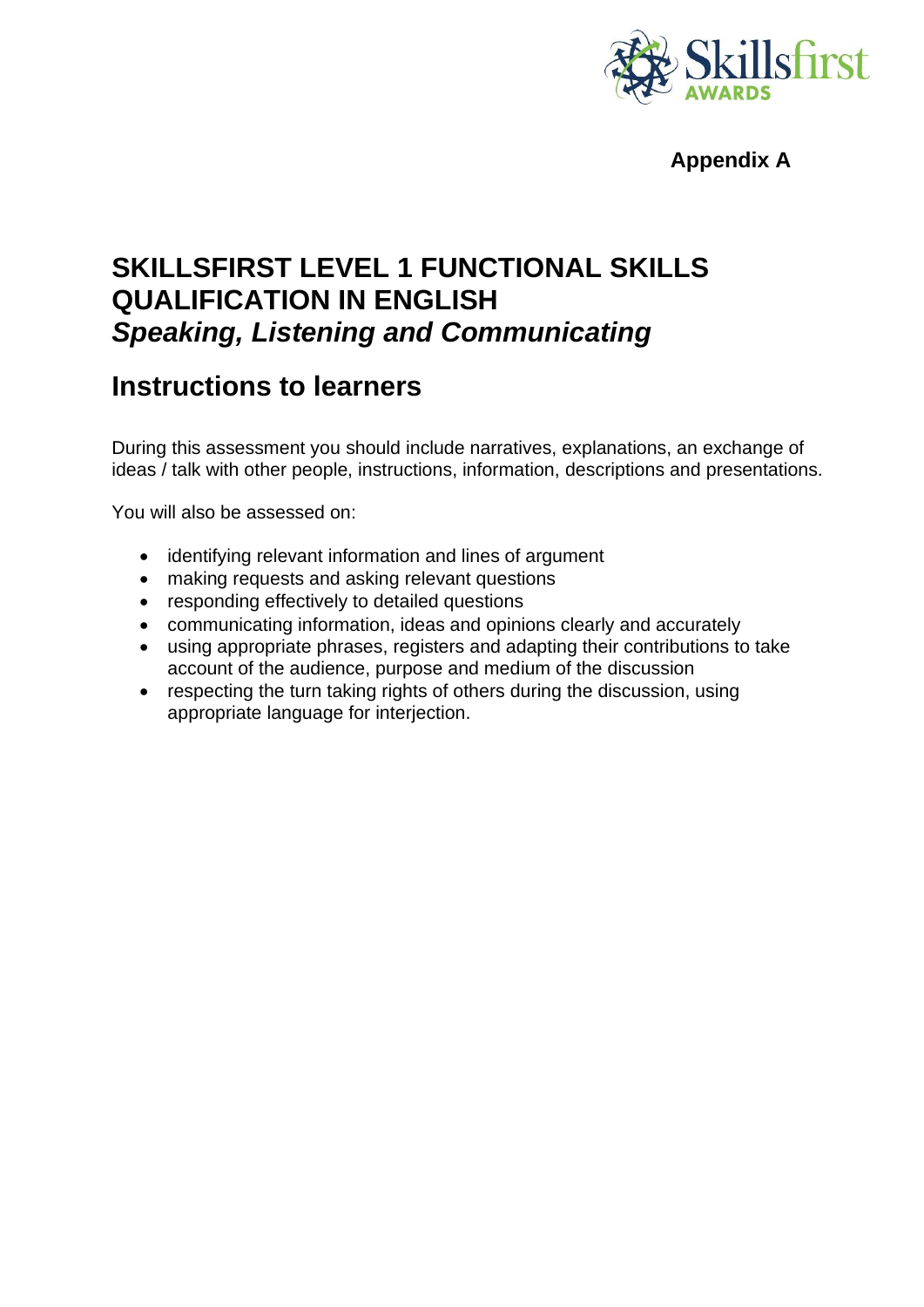**Appendix A**

# SKILLSFIRST LEVEL 1 FUNCTIONAL SKILLS QUALIFICATION IN ENGLISH
# *Speaking, Listening and Communicating*

## Instructions to learners

During this assessment you should include narratives, explanations, an exchange of ideas / talk with other people, instructions, information, descriptions and presentations.

You will also be assessed on:

- identifying relevant information and lines of argument
- making requests and asking relevant questions
- responding effectively to detailed questions
- communicating information, ideas and opinions clearly and accurately
- using appropriate phrases, registers and adapting their contributions to take account of the audience, purpose and medium of the discussion
- respecting the turn taking rights of others during the discussion, using appropriate language for interjection.